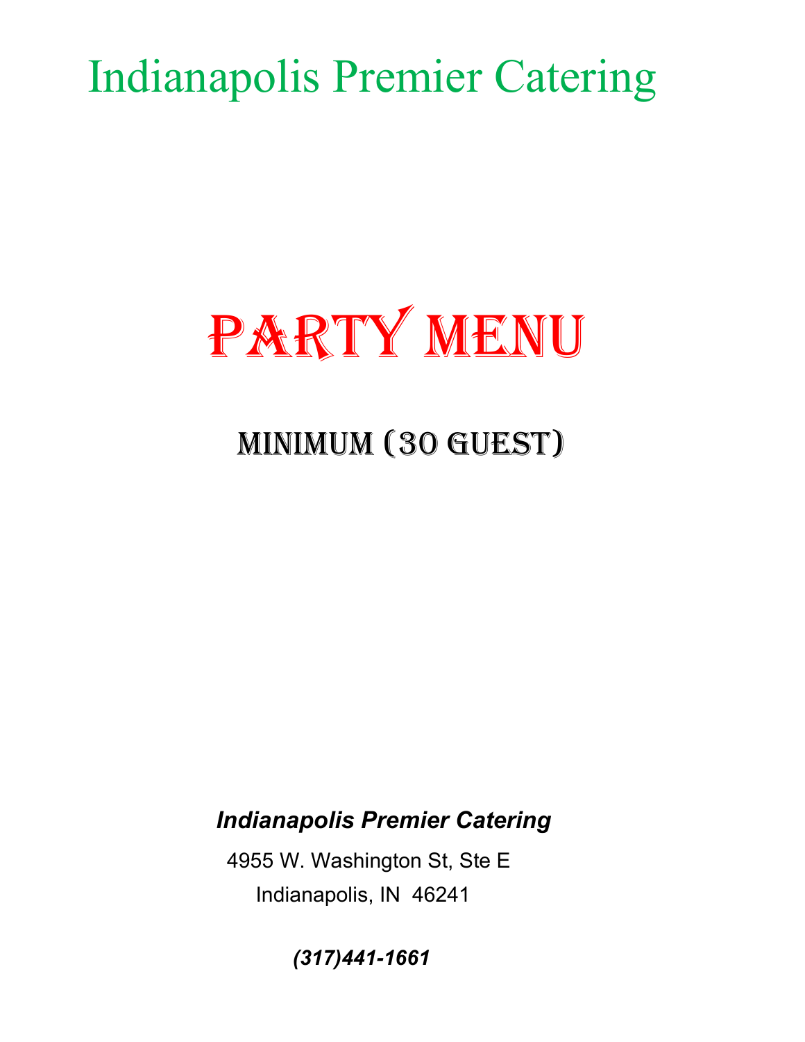# Indianapolis Premier Catering

# Party Menu

## Minimum (30 Guest)

***Indianapolis Premier Catering***

4955 W. Washington St, Ste E

Indianapolis, IN 46241

***(317)441-1661***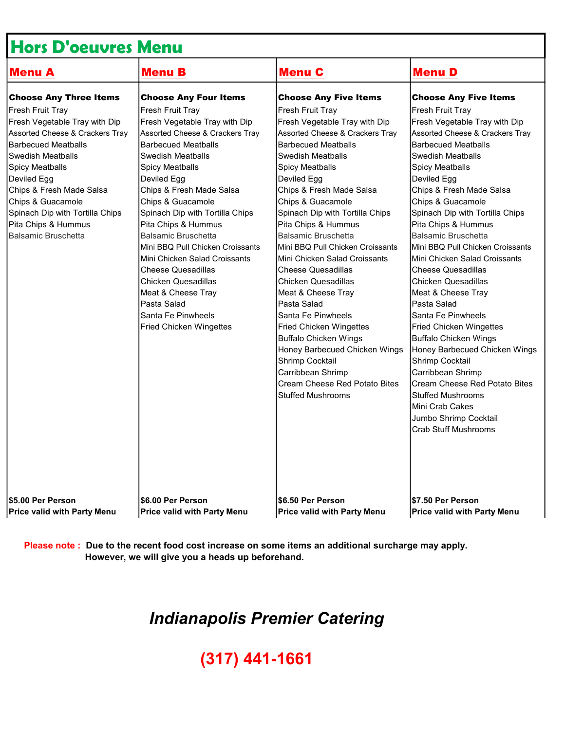# Hors D'oeuvres Menu

| Menu A | Menu B | Menu C | Menu D |
|---|---|---|---|
| **Choose Any Three Items** | **Choose Any Four Items** | **Choose Any Five Items** | **Choose Any Five Items** |
| Fresh Fruit Tray | Fresh Fruit Tray | Fresh Fruit Tray | Fresh Fruit Tray |
| Fresh Vegetable Tray with Dip | Fresh Vegetable Tray with Dip | Fresh Vegetable Tray with Dip | Fresh Vegetable Tray with Dip |
| Assorted Cheese & Crackers Tray | Assorted Cheese & Crackers Tray | Assorted Cheese & Crackers Tray | Assorted Cheese & Crackers Tray |
| Barbecued Meatballs | Barbecued Meatballs | Barbecued Meatballs | Barbecued Meatballs |
| Swedish Meatballs | Swedish Meatballs | Swedish Meatballs | Swedish Meatballs |
| Spicy Meatballs | Spicy Meatballs | Spicy Meatballs | Spicy Meatballs |
| Deviled Egg | Deviled Egg | Deviled Egg | Deviled Egg |
| Chips & Fresh Made Salsa | Chips & Fresh Made Salsa | Chips & Fresh Made Salsa | Chips & Fresh Made Salsa |
| Chips & Guacamole | Chips & Guacamole | Chips & Guacamole | Chips & Guacamole |
| Spinach Dip with Tortilla Chips | Spinach Dip with Tortilla Chips | Spinach Dip with Tortilla Chips | Spinach Dip with Tortilla Chips |
| Pita Chips & Hummus | Pita Chips & Hummus | Pita Chips & Hummus | Pita Chips & Hummus |
| Balsamic Bruschetta | Balsamic Bruschetta | Balsamic Bruschetta | Balsamic Bruschetta |
| | Mini BBQ Pull Chicken Croissants | Mini BBQ Pull Chicken Croissants | Mini BBQ Pull Chicken Croissants |
| | Mini Chicken Salad Croissants | Mini Chicken Salad Croissants | Mini Chicken Salad Croissants |
| | Cheese Quesadillas | Cheese Quesadillas | Cheese Quesadillas |
| | Chicken Quesadillas | Chicken Quesadillas | Chicken Quesadillas |
| | Meat & Cheese Tray | Meat & Cheese Tray | Meat & Cheese Tray |
| | Pasta Salad | Pasta Salad | Pasta Salad |
| | Santa Fe Pinwheels | Santa Fe Pinwheels | Santa Fe Pinwheels |
| | Fried Chicken Wingettes | Fried Chicken Wingettes | Fried Chicken Wingettes |
| | | Buffalo Chicken Wings | Buffalo Chicken Wings |
| | | Honey Barbecued Chicken Wings | Honey Barbecued Chicken Wings |
| | | Shrimp Cocktail | Shrimp Cocktail |
| | | Carribbean Shrimp | Carribbean Shrimp |
| | | Cream Cheese Red Potato Bites | Cream Cheese Red Potato Bites |
| | | Stuffed Mushrooms | Stuffed Mushrooms |
| | | | Mini Crab Cakes |
| | | | Jumbo Shrimp Cocktail |
| | | | Crab Stuff Mushrooms |
| **$5.00 Per Person** | **$6.00 Per Person** | **$6.50 Per Person** | **$7.50 Per Person** |
| **Price valid with Party Menu** | **Price valid with Party Menu** | **Price valid with Party Menu** | **Price valid with Party Menu** |

**Please note : Due to the recent food cost increase on some items an additional surcharge may apply. However, we will give you a heads up beforehand.**

***Indianapolis Premier Catering***

**(317) 441-1661**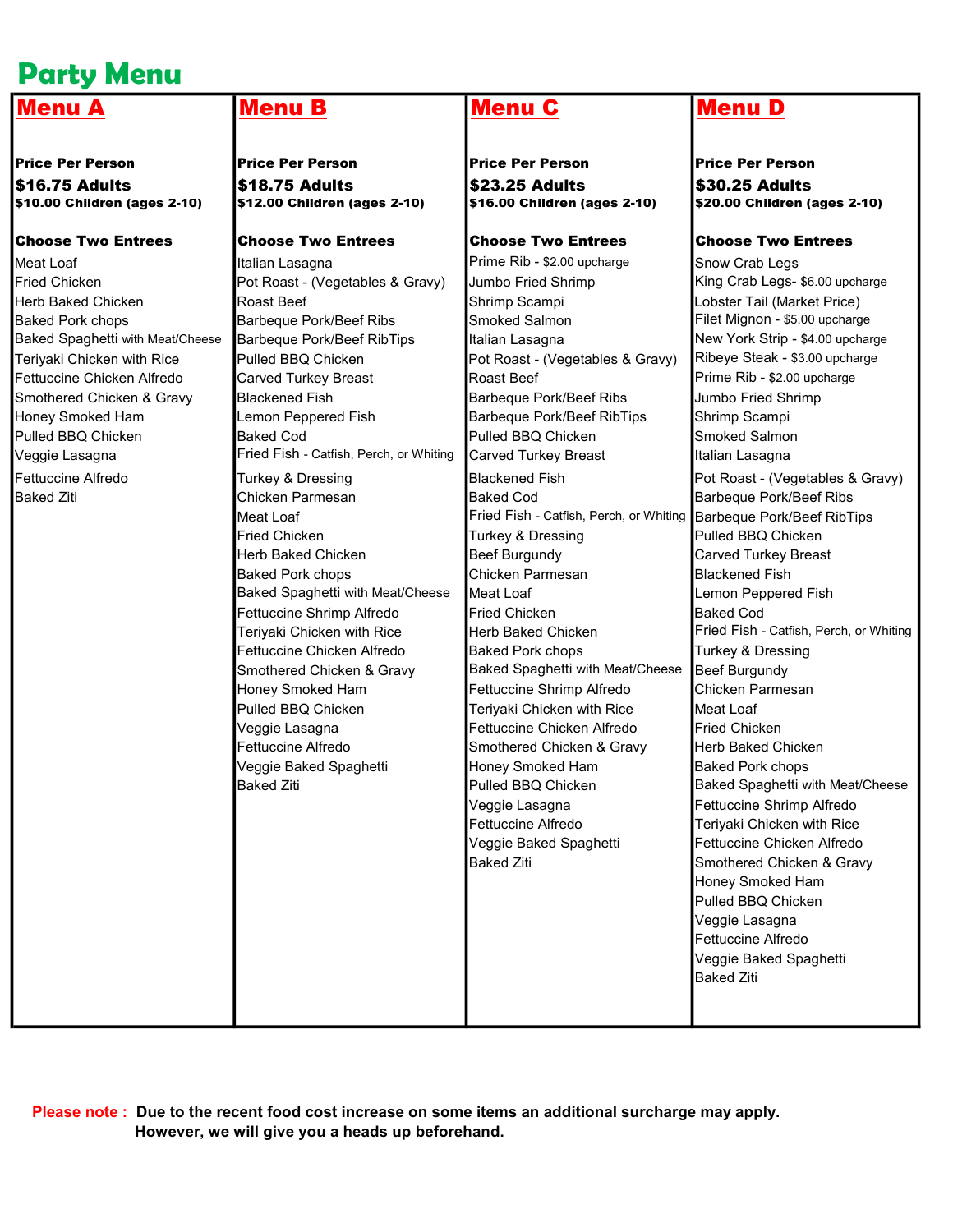# Party Menu

## Menu A

**Price Per Person**

**$16.75 Adults**
**$10.00 Children (ages 2-10)**

**Choose Two Entrees**

- Meat Loaf
- Fried Chicken
- Herb Baked Chicken
- Baked Pork chops
- Baked Spaghetti with Meat/Cheese
- Teriyaki Chicken with Rice
- Fettuccine Chicken Alfredo
- Smothered Chicken & Gravy
- Honey Smoked Ham
- Pulled BBQ Chicken
- Veggie Lasagna
- Fettuccine Alfredo
- Baked Ziti

## Menu B

**Price Per Person**

**$18.75 Adults**
**$12.00 Children (ages 2-10)**

**Choose Two Entrees**

- Italian Lasagna
- Pot Roast - (Vegetables & Gravy)
- Roast Beef
- Barbeque Pork/Beef Ribs
- Barbeque Pork/Beef RibTips
- Pulled BBQ Chicken
- Carved Turkey Breast
- Blackened Fish
- Lemon Peppered Fish
- Baked Cod
- Fried Fish - Catfish, Perch, or Whiting
- Turkey & Dressing
- Chicken Parmesan
- Meat Loaf
- Fried Chicken
- Herb Baked Chicken
- Baked Pork chops
- Baked Spaghetti with Meat/Cheese
- Fettuccine Shrimp Alfredo
- Teriyaki Chicken with Rice
- Fettuccine Chicken Alfredo
- Smothered Chicken & Gravy
- Honey Smoked Ham
- Pulled BBQ Chicken
- Veggie Lasagna
- Fettuccine Alfredo
- Veggie Baked Spaghetti
- Baked Ziti

## Menu C

**Price Per Person**

**$23.25 Adults**
**$16.00 Children (ages 2-10)**

**Choose Two Entrees**

- Prime Rib - $2.00 upcharge
- Jumbo Fried Shrimp
- Shrimp Scampi
- Smoked Salmon
- Italian Lasagna
- Pot Roast - (Vegetables & Gravy)
- Roast Beef
- Barbeque Pork/Beef Ribs
- Barbeque Pork/Beef RibTips
- Pulled BBQ Chicken
- Carved Turkey Breast
- Blackened Fish
- Baked Cod
- Fried Fish - Catfish, Perch, or Whiting
- Turkey & Dressing
- Beef Burgundy
- Chicken Parmesan
- Meat Loaf
- Fried Chicken
- Herb Baked Chicken
- Baked Pork chops
- Baked Spaghetti with Meat/Cheese
- Fettuccine Shrimp Alfredo
- Teriyaki Chicken with Rice
- Fettuccine Chicken Alfredo
- Smothered Chicken & Gravy
- Honey Smoked Ham
- Pulled BBQ Chicken
- Veggie Lasagna
- Fettuccine Alfredo
- Veggie Baked Spaghetti
- Baked Ziti

## Menu D

**Price Per Person**

**$30.25 Adults**
**$20.00 Children (ages 2-10)**

**Choose Two Entrees**

- Snow Crab Legs
- King Crab Legs- $6.00 upcharge
- Lobster Tail (Market Price)
- Filet Mignon - $5.00 upcharge
- New York Strip - $4.00 upcharge
- Ribeye Steak - $3.00 upcharge
- Prime Rib - $2.00 upcharge
- Jumbo Fried Shrimp
- Shrimp Scampi
- Smoked Salmon
- Italian Lasagna
- Pot Roast - (Vegetables & Gravy)
- Barbeque Pork/Beef Ribs
- Barbeque Pork/Beef RibTips
- Pulled BBQ Chicken
- Carved Turkey Breast
- Blackened Fish
- Lemon Peppered Fish
- Baked Cod
- Fried Fish - Catfish, Perch, or Whiting
- Turkey & Dressing
- Beef Burgundy
- Chicken Parmesan
- Meat Loaf
- Fried Chicken
- Herb Baked Chicken
- Baked Pork chops
- Baked Spaghetti with Meat/Cheese
- Fettuccine Shrimp Alfredo
- Teriyaki Chicken with Rice
- Fettuccine Chicken Alfredo
- Smothered Chicken & Gravy
- Honey Smoked Ham
- Pulled BBQ Chicken
- Veggie Lasagna
- Fettuccine Alfredo
- Veggie Baked Spaghetti
- Baked Ziti

**Please note : Due to the recent food cost increase on some items an additional surcharge may apply. However, we will give you a heads up beforehand.**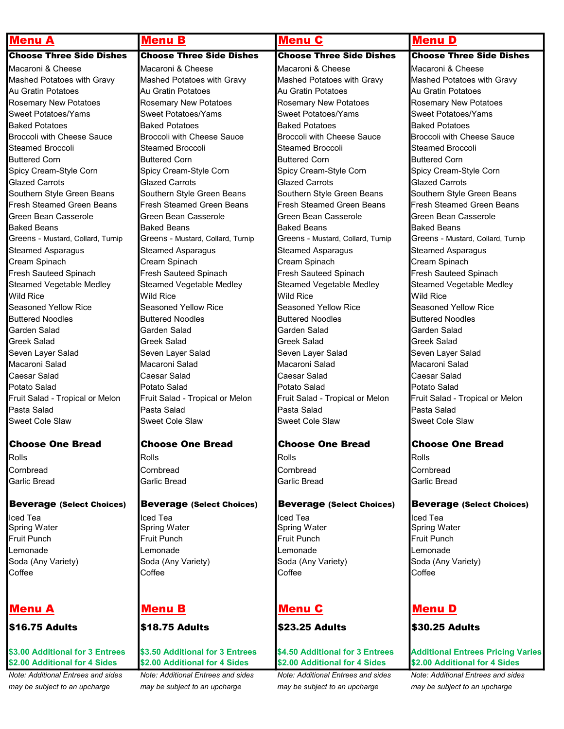| Menu A | Menu B | Menu C | Menu D |
|---|---|---|---|
| **Choose Three Side Dishes** | **Choose Three Side Dishes** | **Choose Three Side Dishes** | **Choose Three Side Dishes** |
| Macaroni & Cheese | Macaroni & Cheese | Macaroni & Cheese | Macaroni & Cheese |
| Mashed Potatoes with Gravy | Mashed Potatoes with Gravy | Mashed Potatoes with Gravy | Mashed Potatoes with Gravy |
| Au Gratin Potatoes | Au Gratin Potatoes | Au Gratin Potatoes | Au Gratin Potatoes |
| Rosemary New Potatoes | Rosemary New Potatoes | Rosemary New Potatoes | Rosemary New Potatoes |
| Sweet Potatoes/Yams | Sweet Potatoes/Yams | Sweet Potatoes/Yams | Sweet Potatoes/Yams |
| Baked Potatoes | Baked Potatoes | Baked Potatoes | Baked Potatoes |
| Broccoli with Cheese Sauce | Broccoli with Cheese Sauce | Broccoli with Cheese Sauce | Broccoli with Cheese Sauce |
| Steamed Broccoli | Steamed Broccoli | Steamed Broccoli | Steamed Broccoli |
| Buttered Corn | Buttered Corn | Buttered Corn | Buttered Corn |
| Spicy Cream-Style Corn | Spicy Cream-Style Corn | Spicy Cream-Style Corn | Spicy Cream-Style Corn |
| Glazed Carrots | Glazed Carrots | Glazed Carrots | Glazed Carrots |
| Southern Style Green Beans | Southern Style Green Beans | Southern Style Green Beans | Southern Style Green Beans |
| Fresh Steamed Green Beans | Fresh Steamed Green Beans | Fresh Steamed Green Beans | Fresh Steamed Green Beans |
| Green Bean Casserole | Green Bean Casserole | Green Bean Casserole | Green Bean Casserole |
| Baked Beans | Baked Beans | Baked Beans | Baked Beans |
| Greens - Mustard, Collard, Turnip | Greens - Mustard, Collard, Turnip | Greens - Mustard, Collard, Turnip | Greens - Mustard, Collard, Turnip |
| Steamed Asparagus | Steamed Asparagus | Steamed Asparagus | Steamed Asparagus |
| Cream Spinach | Cream Spinach | Cream Spinach | Cream Spinach |
| Fresh Sauteed Spinach | Fresh Sauteed Spinach | Fresh Sauteed Spinach | Fresh Sauteed Spinach |
| Steamed Vegetable Medley | Steamed Vegetable Medley | Steamed Vegetable Medley | Steamed Vegetable Medley |
| Wild Rice | Wild Rice | Wild Rice | Wild Rice |
| Seasoned Yellow Rice | Seasoned Yellow Rice | Seasoned Yellow Rice | Seasoned Yellow Rice |
| Buttered Noodles | Buttered Noodles | Buttered Noodles | Buttered Noodles |
| Garden Salad | Garden Salad | Garden Salad | Garden Salad |
| Greek Salad | Greek Salad | Greek Salad | Greek Salad |
| Seven Layer Salad | Seven Layer Salad | Seven Layer Salad | Seven Layer Salad |
| Macaroni Salad | Macaroni Salad | Macaroni Salad | Macaroni Salad |
| Caesar Salad | Caesar Salad | Caesar Salad | Caesar Salad |
| Potato Salad | Potato Salad | Potato Salad | Potato Salad |
| Fruit Salad - Tropical or Melon | Fruit Salad - Tropical or Melon | Fruit Salad - Tropical or Melon | Fruit Salad - Tropical or Melon |
| Pasta Salad | Pasta Salad | Pasta Salad | Pasta Salad |
| Sweet Cole Slaw | Sweet Cole Slaw | Sweet Cole Slaw | Sweet Cole Slaw |
| **Choose One Bread** | **Choose One Bread** | **Choose One Bread** | **Choose One Bread** |
| Rolls | Rolls | Rolls | Rolls |
| Cornbread | Cornbread | Cornbread | Cornbread |
| Garlic Bread | Garlic Bread | Garlic Bread | Garlic Bread |
| **Beverage (Select Choices)** | **Beverage (Select Choices)** | **Beverage (Select Choices)** | **Beverage (Select Choices)** |
| Iced Tea | Iced Tea | Iced Tea | Iced Tea |
| Spring Water | Spring Water | Spring Water | Spring Water |
| Fruit Punch | Fruit Punch | Fruit Punch | Fruit Punch |
| Lemonade | Lemonade | Lemonade | Lemonade |
| Soda (Any Variety) | Soda (Any Variety) | Soda (Any Variety) | Soda (Any Variety) |
| Coffee | Coffee | Coffee | Coffee |
| **Menu A** | **Menu B** | **Menu C** | **Menu D** |
| **$16.75 Adults** | **$18.75 Adults** | **$23.25 Adults** | **$30.25 Adults** |
| **$3.00 Additional for 3 Entrees** | **$3.50 Additional for 3 Entrees** | **$4.50 Additional for 3 Entrees** | **Additional Entrees Pricing Varies** |
| **$2.00 Additional for 4 Sides** | **$2.00 Additional for 4 Sides** | **$2.00 Additional for 4 Sides** | **$2.00 Additional for 4 Sides** |
| *Note: Additional Entrees and sides may be subject to an upcharge* | *Note: Additional Entrees and sides may be subject to an upcharge* | *Note: Additional Entrees and sides may be subject to an upcharge* | *Note: Additional Entrees and sides may be subject to an upcharge* |